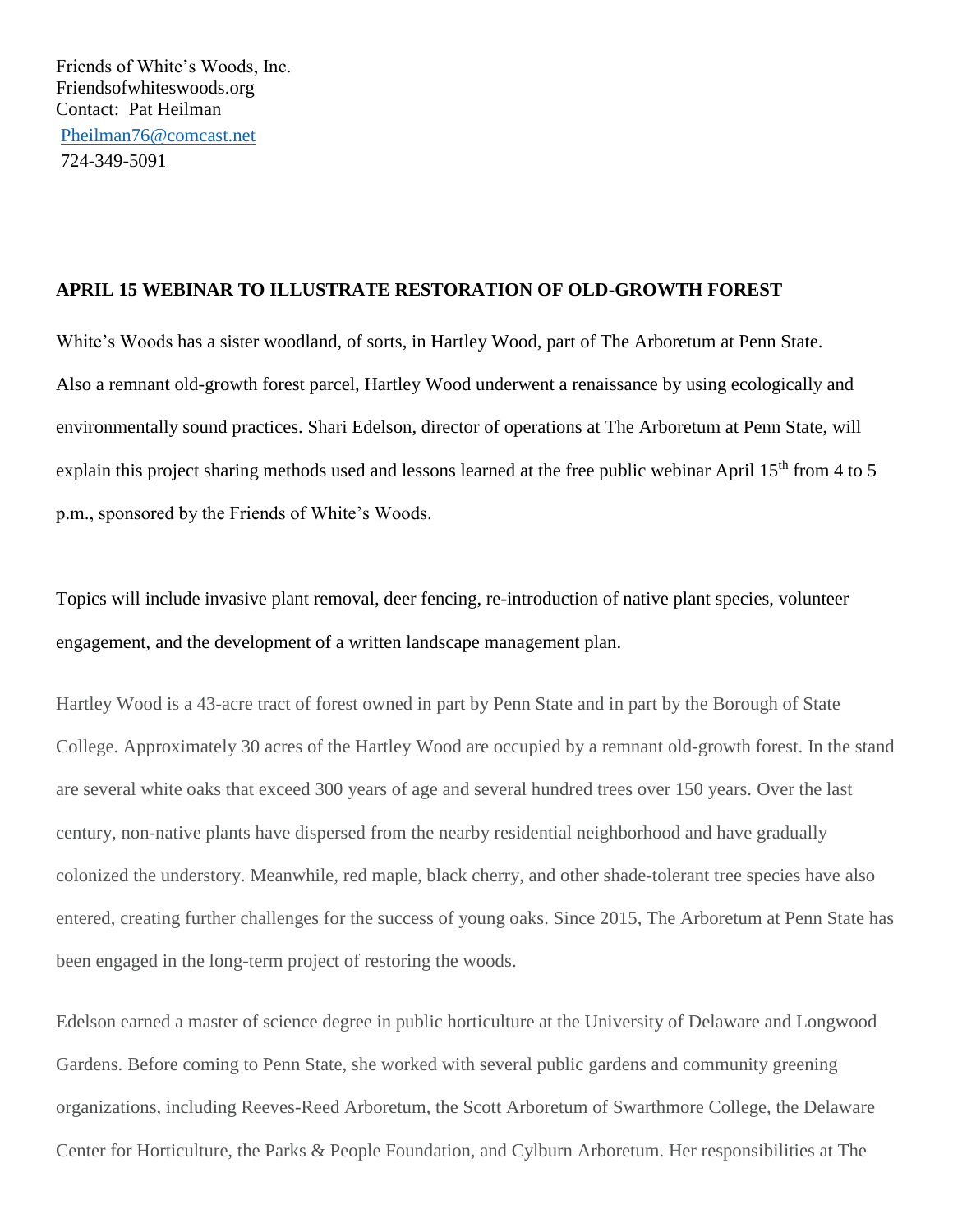Friends of White's Woods, Inc.
Friendsofwhiteswoods.org
Contact: Pat Heilman
Pheilman76@comcast.net
724-349-5091

**APRIL 15 WEBINAR TO ILLUSTRATE RESTORATION OF OLD-GROWTH FOREST**

White's Woods has a sister woodland, of sorts, in Hartley Wood, part of The Arboretum at Penn State. Also a remnant old-growth forest parcel, Hartley Wood underwent a renaissance by using ecologically and environmentally sound practices. Shari Edelson, director of operations at The Arboretum at Penn State, will explain this project sharing methods used and lessons learned at the free public webinar April 15th from 4 to 5 p.m., sponsored by the Friends of White's Woods.

Topics will include invasive plant removal, deer fencing, re-introduction of native plant species, volunteer engagement, and the development of a written landscape management plan.

Hartley Wood is a 43-acre tract of forest owned in part by Penn State and in part by the Borough of State College. Approximately 30 acres of the Hartley Wood are occupied by a remnant old-growth forest. In the stand are several white oaks that exceed 300 years of age and several hundred trees over 150 years. Over the last century, non-native plants have dispersed from the nearby residential neighborhood and have gradually colonized the understory. Meanwhile, red maple, black cherry, and other shade-tolerant tree species have also entered, creating further challenges for the success of young oaks. Since 2015, The Arboretum at Penn State has been engaged in the long-term project of restoring the woods.

Edelson earned a master of science degree in public horticulture at the University of Delaware and Longwood Gardens. Before coming to Penn State, she worked with several public gardens and community greening organizations, including Reeves-Reed Arboretum, the Scott Arboretum of Swarthmore College, the Delaware Center for Horticulture, the Parks & People Foundation, and Cylburn Arboretum. Her responsibilities at The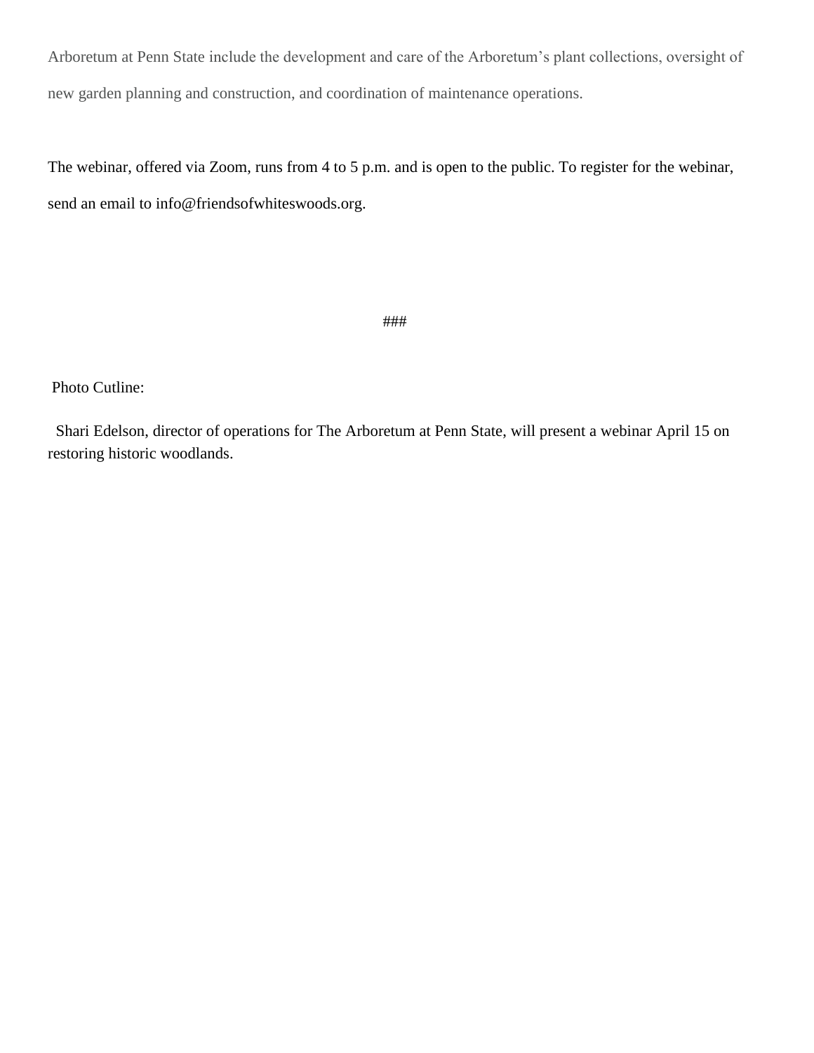Arboretum at Penn State include the development and care of the Arboretum's plant collections, oversight of new garden planning and construction, and coordination of maintenance operations.

The webinar, offered via Zoom, runs from 4 to 5 p.m. and is open to the public. To register for the webinar, send an email to info@friendsofwhiteswoods.org.

###

Photo Cutline:

Shari Edelson, director of operations for The Arboretum at Penn State, will present a webinar April 15 on restoring historic woodlands.